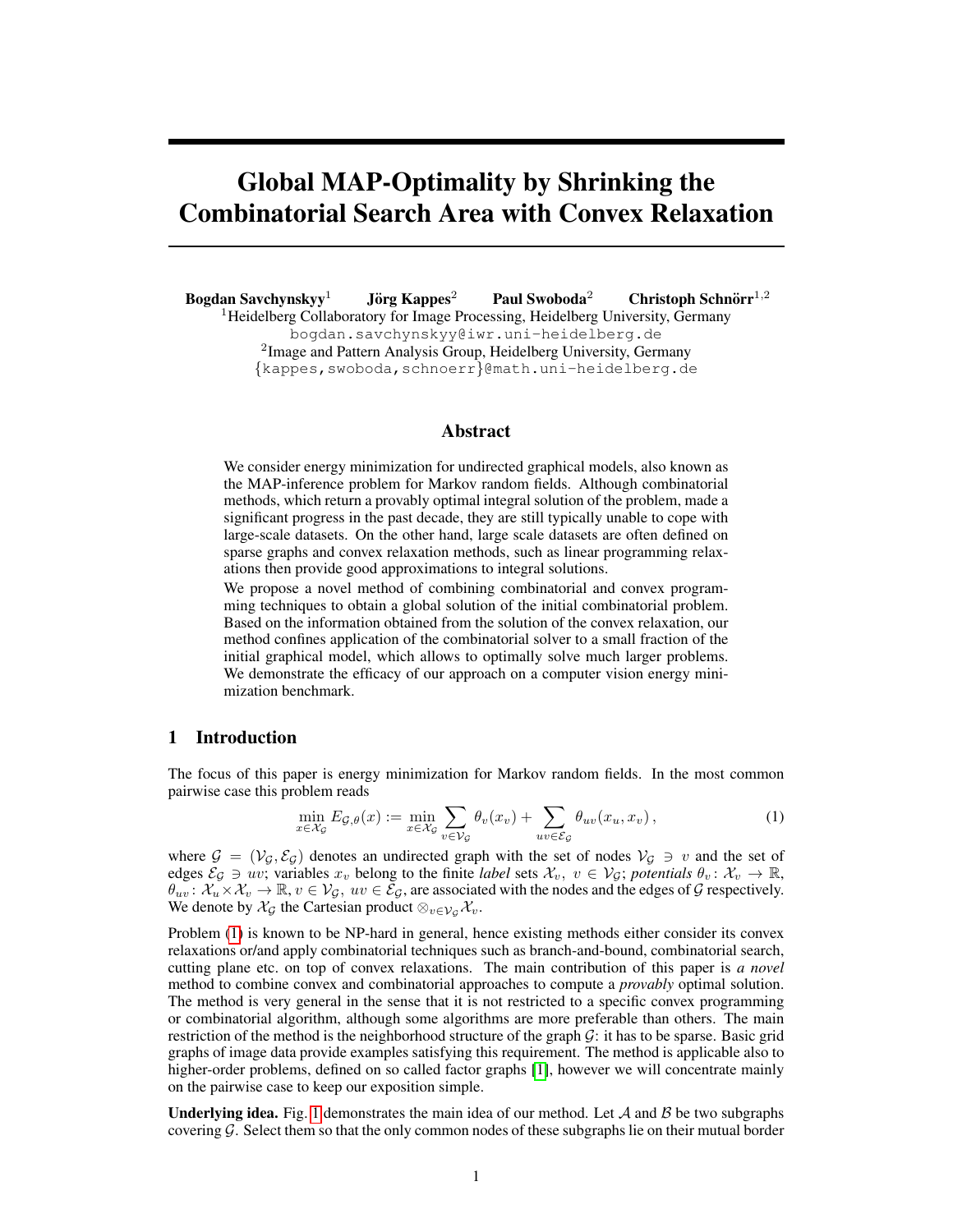# Global MAP-Optimality by Shrinking the Combinatorial Search Area with Convex Relaxation

**Bogdan Savchynskyy**[1] **Jörg Kappes**[2] **Paul Swoboda**[2] **Christoph Schnörr**[1,2]

[1]Heidelberg Collaboratory for Image Processing, Heidelberg University, Germany
bogdan.savchynskyy@iwr.uni-heidelberg.de
[2]Image and Pattern Analysis Group, Heidelberg University, Germany
{kappes,swoboda,schnoerr}@math.uni-heidelberg.de

## Abstract

We consider energy minimization for undirected graphical models, also known as the MAP-inference problem for Markov random fields. Although combinatorial methods, which return a provably optimal integral solution of the problem, made a significant progress in the past decade, they are still typically unable to cope with large-scale datasets. On the other hand, large scale datasets are often defined on sparse graphs and convex relaxation methods, such as linear programming relaxations then provide good approximations to integral solutions.

We propose a novel method of combining combinatorial and convex programming techniques to obtain a global solution of the initial combinatorial problem. Based on the information obtained from the solution of the convex relaxation, our method confines application of the combinatorial solver to a small fraction of the initial graphical model, which allows to optimally solve much larger problems. We demonstrate the efficacy of our approach on a computer vision energy minimization benchmark.

## 1 Introduction

The focus of this paper is energy minimization for Markov random fields. In the most common pairwise case this problem reads

$$\min_{x \in \mathcal{X}_\mathcal{G}} E_{\mathcal{G},\theta}(x) := \min_{x \in \mathcal{X}_\mathcal{G}} \sum_{v \in \mathcal{V}_\mathcal{G}} \theta_v(x_v) + \sum_{uv \in \mathcal{E}_\mathcal{G}} \theta_{uv}(x_u, x_v)\,, \tag{1}$$

where $\mathcal{G} = (\mathcal{V}_\mathcal{G}, \mathcal{E}_\mathcal{G})$ denotes an undirected graph with the set of nodes $\mathcal{V}_\mathcal{G} \ni v$ and the set of edges $\mathcal{E}_\mathcal{G} \ni uv$; variables $x_v$ belong to the finite *label* sets $\mathcal{X}_v$, $v \in \mathcal{V}_\mathcal{G}$; *potentials* $\theta_v \colon \mathcal{X}_v \to \mathbb{R}$, $\theta_{uv} \colon \mathcal{X}_u \times \mathcal{X}_v \to \mathbb{R}$, $v \in \mathcal{V}_\mathcal{G}$, $uv \in \mathcal{E}_\mathcal{G}$, are associated with the nodes and the edges of $\mathcal{G}$ respectively. We denote by $\mathcal{X}_\mathcal{G}$ the Cartesian product $\otimes_{v \in \mathcal{V}_\mathcal{G}} \mathcal{X}_v$.

Problem (1) is known to be NP-hard in general, hence existing methods either consider its convex relaxations or/and apply combinatorial techniques such as branch-and-bound, combinatorial search, cutting plane etc. on top of convex relaxations. The main contribution of this paper is *a novel* method to combine convex and combinatorial approaches to compute a *provably* optimal solution. The method is very general in the sense that it is not restricted to a specific convex programming or combinatorial algorithm, although some algorithms are more preferable than others. The main restriction of the method is the neighborhood structure of the graph $\mathcal{G}$: it has to be sparse. Basic grid graphs of image data provide examples satisfying this requirement. The method is applicable also to higher-order problems, defined on so called factor graphs [1], however we will concentrate mainly on the pairwise case to keep our exposition simple.

**Underlying idea.** Fig. 1 demonstrates the main idea of our method. Let $\mathcal{A}$ and $\mathcal{B}$ be two subgraphs covering $\mathcal{G}$. Select them so that the only common nodes of these subgraphs lie on their mutual border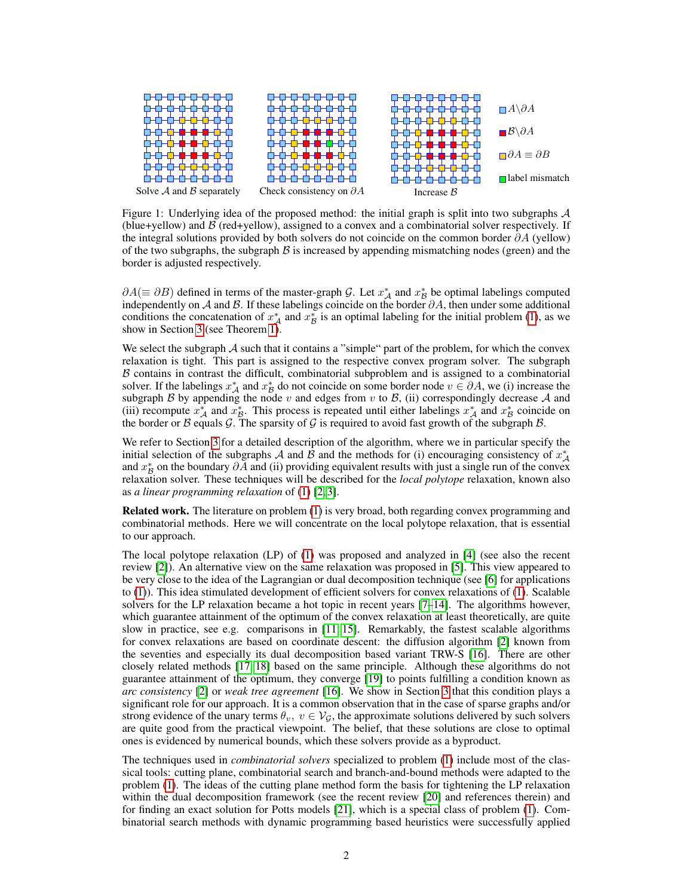Solve $\mathcal{A}$ and $\mathcal{B}$ separately    Check consistency on $\partial A$    Increase $\mathcal{B}$

$A \backslash \partial A$ | $\mathcal{B} \backslash \partial A$ | $\partial A \equiv \partial B$ | label mismatch

Figure 1: Underlying idea of the proposed method: the initial graph is split into two subgraphs $\mathcal{A}$ (blue+yellow) and $\mathcal{B}$ (red+yellow), assigned to a convex and a combinatorial solver respectively. If the integral solutions provided by both solvers do not coincide on the common border $\partial A$ (yellow) of the two subgraphs, the subgraph $\mathcal{B}$ is increased by appending mismatching nodes (green) and the border is adjusted respectively.

$\partial A (\equiv \partial B)$ defined in terms of the master-graph $\mathcal{G}$. Let $x^*_{\mathcal{A}}$ and $x^*_{\mathcal{B}}$ be optimal labelings computed independently on $\mathcal{A}$ and $\mathcal{B}$. If these labelings coincide on the border $\partial A$, then under some additional conditions the concatenation of $x^*_{\mathcal{A}}$ and $x^*_{\mathcal{B}}$ is an optimal labeling for the initial problem (1), as we show in Section 3 (see Theorem 1).

We select the subgraph $\mathcal{A}$ such that it contains a "simple" part of the problem, for which the convex relaxation is tight. This part is assigned to the respective convex program solver. The subgraph $\mathcal{B}$ contains in contrast the difficult, combinatorial subproblem and is assigned to a combinatorial solver. If the labelings $x^*_{\mathcal{A}}$ and $x^*_{\mathcal{B}}$ do not coincide on some border node $v \in \partial A$, we (i) increase the subgraph $\mathcal{B}$ by appending the node $v$ and edges from $v$ to $\mathcal{B}$, (ii) correspondingly decrease $\mathcal{A}$ and (iii) recompute $x^*_{\mathcal{A}}$ and $x^*_{\mathcal{B}}$. This process is repeated until either labelings $x^*_{\mathcal{A}}$ and $x^*_{\mathcal{B}}$ coincide on the border or $\mathcal{B}$ equals $\mathcal{G}$. The sparsity of $\mathcal{G}$ is required to avoid fast growth of the subgraph $\mathcal{B}$.

We refer to Section 3 for a detailed description of the algorithm, where we in particular specify the initial selection of the subgraphs $\mathcal{A}$ and $\mathcal{B}$ and the methods for (i) encouraging consistency of $x^*_{\mathcal{A}}$ and $x^*_{\mathcal{B}}$ on the boundary $\partial A$ and (ii) providing equivalent results with just a single run of the convex relaxation solver. These techniques will be described for the *local polytope* relaxation, known also as *a linear programming relaxation* of (1) [2, 3].

**Related work.** The literature on problem (1) is very broad, both regarding convex programming and combinatorial methods. Here we will concentrate on the local polytope relaxation, that is essential to our approach.

The local polytope relaxation (LP) of (1) was proposed and analyzed in [4] (see also the recent review [2]). An alternative view on the same relaxation was proposed in [5]. This view appeared to be very close to the idea of the Lagrangian or dual decomposition technique (see [6] for applications to (1)). This idea stimulated development of efficient solvers for convex relaxations of (1). Scalable solvers for the LP relaxation became a hot topic in recent years [7–14]. The algorithms however, which guarantee attainment of the optimum of the convex relaxation at least theoretically, are quite slow in practice, see e.g. comparisons in [11, 15]. Remarkably, the fastest scalable algorithms for convex relaxations are based on coordinate descent: the diffusion algorithm [2] known from the seventies and especially its dual decomposition based variant TRW-S [16]. There are other closely related methods [17, 18] based on the same principle. Although these algorithms do not guarantee attainment of the optimum, they converge [19] to points fulfilling a condition known as *arc consistency* [2] or *weak tree agreement* [16]. We show in Section 3 that this condition plays a significant role for our approach. It is a common observation that in the case of sparse graphs and/or strong evidence of the unary terms $\theta_v,\ v \in \mathcal{V}_{\mathcal{G}}$, the approximate solutions delivered by such solvers are quite good from the practical viewpoint. The belief, that these solutions are close to optimal ones is evidenced by numerical bounds, which these solvers provide as a byproduct.

The techniques used in *combinatorial solvers* specialized to problem (1) include most of the classical tools: cutting plane, combinatorial search and branch-and-bound methods were adapted to the problem (1). The ideas of the cutting plane method form the basis for tightening the LP relaxation within the dual decomposition framework (see the recent review [20] and references therein) and for finding an exact solution for Potts models [21], which is a special class of problem (1). Combinatorial search methods with dynamic programming based heuristics were successfully applied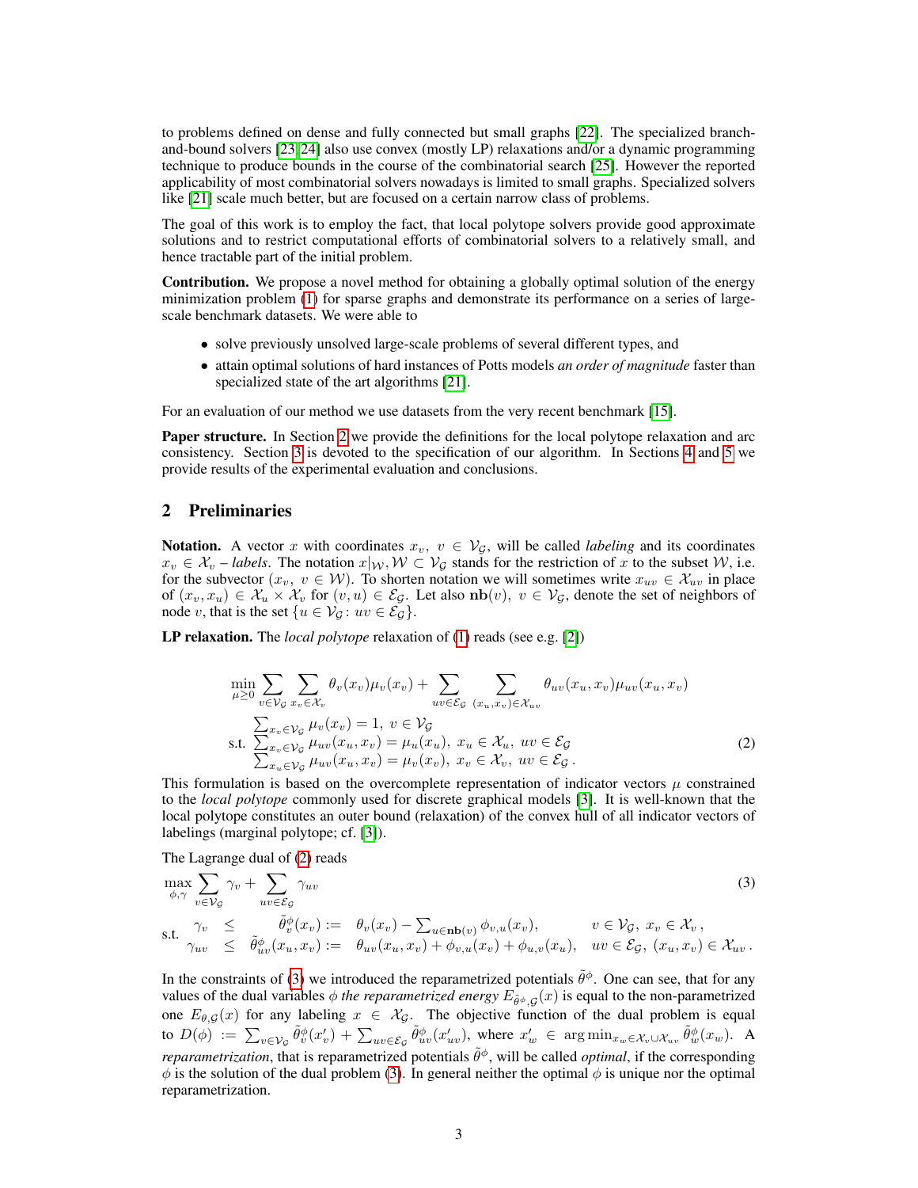to problems defined on dense and fully connected but small graphs [22]. The specialized branch-and-bound solvers [23, 24] also use convex (mostly LP) relaxations and/or a dynamic programming technique to produce bounds in the course of the combinatorial search [25]. However the reported applicability of most combinatorial solvers nowadays is limited to small graphs. Specialized solvers like [21] scale much better, but are focused on a certain narrow class of problems.

The goal of this work is to employ the fact, that local polytope solvers provide good approximate solutions and to restrict computational efforts of combinatorial solvers to a relatively small, and hence tractable part of the initial problem.

**Contribution.** We propose a novel method for obtaining a globally optimal solution of the energy minimization problem (1) for sparse graphs and demonstrate its performance on a series of large-scale benchmark datasets. We were able to

- solve previously unsolved large-scale problems of several different types, and
- attain optimal solutions of hard instances of Potts models *an order of magnitude* faster than specialized state of the art algorithms [21].

For an evaluation of our method we use datasets from the very recent benchmark [15].

**Paper structure.** In Section 2 we provide the definitions for the local polytope relaxation and arc consistency. Section 3 is devoted to the specification of our algorithm. In Sections 4 and 5 we provide results of the experimental evaluation and conclusions.

## 2 Preliminaries

**Notation.** A vector $x$ with coordinates $x_v,\ v \in \mathcal{V}_\mathcal{G}$, will be called *labeling* and its coordinates $x_v \in \mathcal{X}_v$ – *labels*. The notation $x|_\mathcal{W}, \mathcal{W} \subset \mathcal{V}_\mathcal{G}$ stands for the restriction of $x$ to the subset $\mathcal{W}$, i.e. for the subvector $(x_v,\ v \in \mathcal{W})$. To shorten notation we will sometimes write $x_{uv} \in \mathcal{X}_{uv}$ in place of $(x_v, x_u) \in \mathcal{X}_u \times \mathcal{X}_v$ for $(v,u) \in \mathcal{E}_\mathcal{G}$. Let also $\mathbf{nb}(v),\ v \in \mathcal{V}_\mathcal{G}$, denote the set of neighbors of node $v$, that is the set $\{u \in \mathcal{V}_\mathcal{G} \colon uv \in \mathcal{E}_\mathcal{G}\}$.

**LP relaxation.** The *local polytope* relaxation of (1) reads (see e.g. [2])

$$
\begin{aligned}
&\min_{\mu \geq 0} \sum_{v \in \mathcal{V}_\mathcal{G}} \sum_{x_v \in \mathcal{X}_v} \theta_v(x_v)\mu_v(x_v) + \sum_{uv \in \mathcal{E}_\mathcal{G}} \sum_{(x_u,x_v) \in \mathcal{X}_{uv}} \theta_{uv}(x_u,x_v)\mu_{uv}(x_u,x_v) \\
&\text{s.t.} \begin{array}{l}
\sum_{x_v \in \mathcal{V}_\mathcal{G}} \mu_v(x_v) = 1,\ v \in \mathcal{V}_\mathcal{G} \\
\sum_{x_v \in \mathcal{V}_\mathcal{G}} \mu_{uv}(x_u,x_v) = \mu_u(x_u),\ x_u \in \mathcal{X}_u,\ uv \in \mathcal{E}_\mathcal{G} \\
\sum_{x_u \in \mathcal{V}_\mathcal{G}} \mu_{uv}(x_u,x_v) = \mu_v(x_v),\ x_v \in \mathcal{X}_v,\ uv \in \mathcal{E}_\mathcal{G}\,.
\end{array}
\end{aligned}
\tag{2}
$$

This formulation is based on the overcomplete representation of indicator vectors $\mu$ constrained to the *local polytope* commonly used for discrete graphical models [3]. It is well-known that the local polytope constitutes an outer bound (relaxation) of the convex hull of all indicator vectors of labelings (marginal polytope; cf. [3]).

The Lagrange dual of (2) reads

$$
\begin{aligned}
&\max_{\phi,\gamma} \sum_{v \in \mathcal{V}_\mathcal{G}} \gamma_v + \sum_{uv \in \mathcal{E}_\mathcal{G}} \gamma_{uv} \\
&\text{s.t.} \begin{array}{llll}
\gamma_v & \leq & \tilde{\theta}^\phi_v(x_v) := \theta_v(x_v) - \sum_{u \in \mathbf{nb}(v)} \phi_{v,u}(x_v), & v \in \mathcal{V}_\mathcal{G},\ x_v \in \mathcal{X}_v\,, \\
\gamma_{uv} & \leq & \tilde{\theta}^\phi_{uv}(x_u,x_v) := \theta_{uv}(x_u,x_v) + \phi_{v,u}(x_v) + \phi_{u,v}(x_u), & uv \in \mathcal{E}_\mathcal{G},\ (x_u,x_v) \in \mathcal{X}_{uv}\,.
\end{array}
\end{aligned}
\tag{3}
$$

In the constraints of (3) we introduced the reparametrized potentials $\tilde{\theta}^\phi$. One can see, that for any values of the dual variables $\phi$ *the reparametrized energy* $E_{\tilde{\theta}^\phi,\mathcal{G}}(x)$ is equal to the non-parametrized one $E_{\theta,\mathcal{G}}(x)$ for any labeling $x \in \mathcal{X}_\mathcal{G}$. The objective function of the dual problem is equal to $D(\phi) := \sum_{v \in \mathcal{V}_\mathcal{G}} \tilde{\theta}^\phi_v(x'_v) + \sum_{uv \in \mathcal{E}_\mathcal{G}} \tilde{\theta}^\phi_{uv}(x'_{uv})$, where $x'_w \in \arg\min_{x_w \in \mathcal{X}_v \cup \mathcal{X}_{uv}} \tilde{\theta}^\phi_w(x_w)$. A *reparametrization*, that is reparametrized potentials $\tilde{\theta}^\phi$, will be called *optimal*, if the corresponding $\phi$ is the solution of the dual problem (3). In general neither the optimal $\phi$ is unique nor the optimal reparametrization.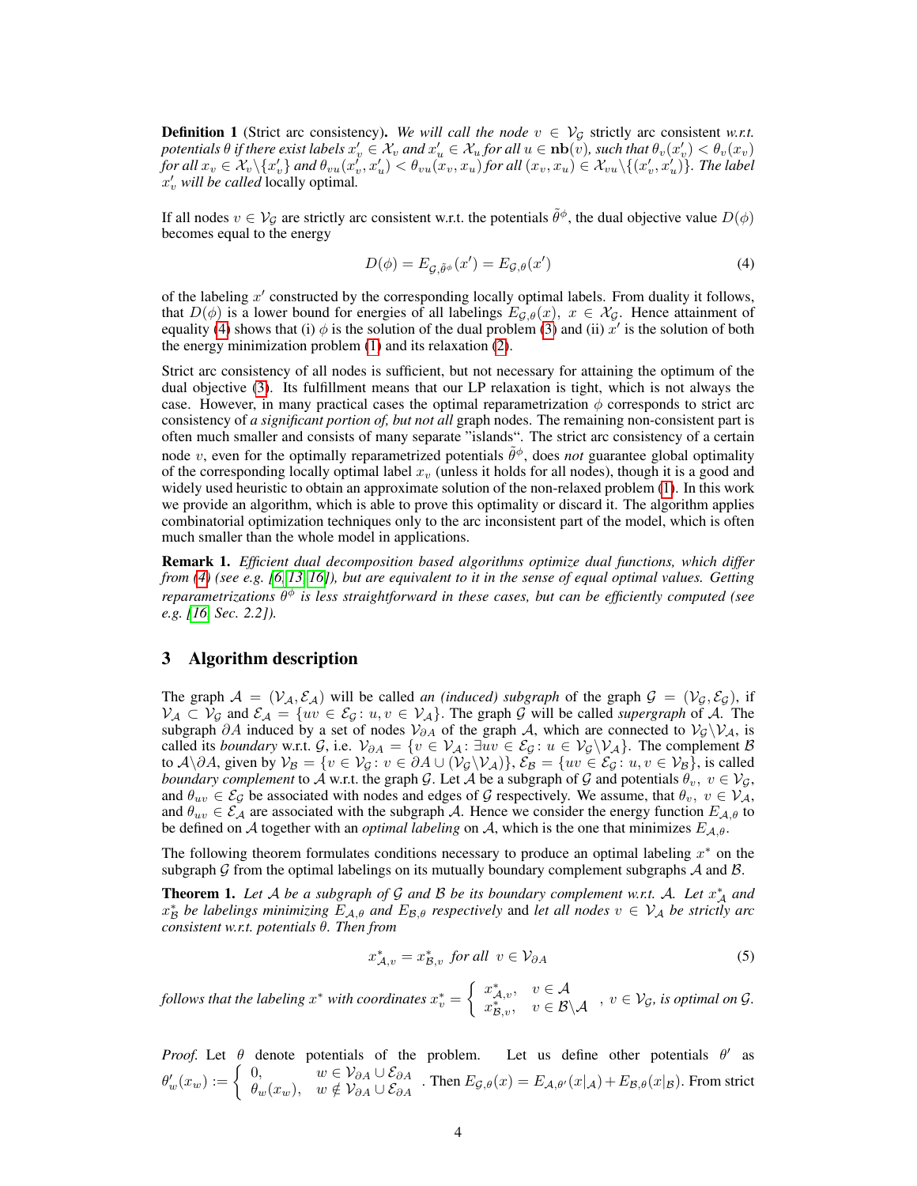**Definition 1** (Strict arc consistency). *We will call the node $v \in \mathcal{V}_\mathcal{G}$* strictly arc consistent *w.r.t. potentials $\theta$ if there exist labels $x'_v \in \mathcal{X}_v$ and $x'_u \in \mathcal{X}_u$ for all $u \in \mathbf{nb}(v)$, such that $\theta_v(x'_v) < \theta_v(x_v)$ for all $x_v \in \mathcal{X}_v \backslash \{x'_v\}$ and $\theta_{vu}(x'_v, x'_u) < \theta_{vu}(x_v, x_u)$ for all $(x_v, x_u) \in \mathcal{X}_{vu} \backslash \{(x'_v, x'_u)\}$. The label $x'_v$ will be called* locally optimal*.*

If all nodes $v \in \mathcal{V}_\mathcal{G}$ are strictly arc consistent w.r.t. the potentials $\tilde{\theta}^\phi$, the dual objective value $D(\phi)$ becomes equal to the energy

$$D(\phi) = E_{\mathcal{G},\tilde{\theta}^\phi}(x') = E_{\mathcal{G},\theta}(x') \tag{4}$$

of the labeling $x'$ constructed by the corresponding locally optimal labels. From duality it follows, that $D(\phi)$ is a lower bound for energies of all labelings $E_{\mathcal{G},\theta}(x),\ x \in \mathcal{X}_\mathcal{G}$. Hence attainment of equality (4) shows that (i) $\phi$ is the solution of the dual problem (3) and (ii) $x'$ is the solution of both the energy minimization problem (1) and its relaxation (2).

Strict arc consistency of all nodes is sufficient, but not necessary for attaining the optimum of the dual objective (3). Its fulfillment means that our LP relaxation is tight, which is not always the case. However, in many practical cases the optimal reparametrization $\phi$ corresponds to strict arc consistency of *a significant portion of, but not all* graph nodes. The remaining non-consistent part is often much smaller and consists of many separate "islands". The strict arc consistency of a certain node $v$, even for the optimally reparametrized potentials $\tilde{\theta}^\phi$, does *not* guarantee global optimality of the corresponding locally optimal label $x_v$ (unless it holds for all nodes), though it is a good and widely used heuristic to obtain an approximate solution of the non-relaxed problem (1). In this work we provide an algorithm, which is able to prove this optimality or discard it. The algorithm applies combinatorial optimization techniques only to the arc inconsistent part of the model, which is often much smaller than the whole model in applications.

**Remark 1.** *Efficient dual decomposition based algorithms optimize dual functions, which differ from (4) (see e.g. [6, 13, 16]), but are equivalent to it in the sense of equal optimal values. Getting reparametrizations $\theta^\phi$ is less straightforward in these cases, but can be efficiently computed (see e.g. [16, Sec. 2.2]).*

## 3 Algorithm description

The graph $\mathcal{A} = (\mathcal{V}_\mathcal{A}, \mathcal{E}_\mathcal{A})$ will be called *an (induced) subgraph* of the graph $\mathcal{G} = (\mathcal{V}_\mathcal{G}, \mathcal{E}_\mathcal{G})$, if $\mathcal{V}_\mathcal{A} \subset \mathcal{V}_\mathcal{G}$ and $\mathcal{E}_\mathcal{A} = \{uv \in \mathcal{E}_\mathcal{G} \colon u, v \in \mathcal{V}_\mathcal{A}\}$. The graph $\mathcal{G}$ will be called *supergraph* of $\mathcal{A}$. The subgraph $\partial A$ induced by a set of nodes $\mathcal{V}_{\partial A}$ of the graph $\mathcal{A}$, which are connected to $\mathcal{V}_\mathcal{G} \backslash \mathcal{V}_\mathcal{A}$, is called its *boundary* w.r.t. $\mathcal{G}$, i.e. $\mathcal{V}_{\partial A} = \{v \in \mathcal{V}_\mathcal{A} \colon \exists uv \in \mathcal{E}_\mathcal{G} \colon u \in \mathcal{V}_\mathcal{G} \backslash \mathcal{V}_\mathcal{A}\}$. The complement $\mathcal{B}$ to $\mathcal{A} \backslash \partial A$, given by $\mathcal{V}_\mathcal{B} = \{v \in \mathcal{V}_\mathcal{G} \colon v \in \partial A \cup (\mathcal{V}_\mathcal{G} \backslash \mathcal{V}_\mathcal{A})\}$, $\mathcal{E}_\mathcal{B} = \{uv \in \mathcal{E}_\mathcal{G} \colon u, v \in \mathcal{V}_\mathcal{B}\}$, is called *boundary complement* to $\mathcal{A}$ w.r.t. the graph $\mathcal{G}$. Let $\mathcal{A}$ be a subgraph of $\mathcal{G}$ and potentials $\theta_v,\ v \in \mathcal{V}_\mathcal{G}$, and $\theta_{uv} \in \mathcal{E}_\mathcal{G}$ be associated with nodes and edges of $\mathcal{G}$ respectively. We assume, that $\theta_v,\ v \in \mathcal{V}_\mathcal{A}$, and $\theta_{uv} \in \mathcal{E}_\mathcal{A}$ are associated with the subgraph $\mathcal{A}$. Hence we consider the energy function $E_{\mathcal{A},\theta}$ to be defined on $\mathcal{A}$ together with an *optimal labeling* on $\mathcal{A}$, which is the one that minimizes $E_{\mathcal{A},\theta}$.

The following theorem formulates conditions necessary to produce an optimal labeling $x^*$ on the subgraph $\mathcal{G}$ from the optimal labelings on its mutually boundary complement subgraphs $\mathcal{A}$ and $\mathcal{B}$.

**Theorem 1.** *Let $\mathcal{A}$ be a subgraph of $\mathcal{G}$ and $\mathcal{B}$ be its boundary complement w.r.t. $\mathcal{A}$. Let $x^*_\mathcal{A}$ and $x^*_\mathcal{B}$ be labelings minimizing $E_{\mathcal{A},\theta}$ and $E_{\mathcal{B},\theta}$ respectively* and *let all nodes $v \in \mathcal{V}_\mathcal{A}$ be strictly arc consistent w.r.t. potentials $\theta$. Then from*

$$x^*_{\mathcal{A},v} = x^*_{\mathcal{B},v} \text{ for all } v \in \mathcal{V}_{\partial A} \tag{5}$$

*follows that the labeling $x^*$ with coordinates* $x^*_v = \begin{cases} x^*_{\mathcal{A},v}, & v \in \mathcal{A} \\ x^*_{\mathcal{B},v}, & v \in \mathcal{B} \backslash \mathcal{A} \end{cases}$*, $v \in \mathcal{V}_\mathcal{G}$, is optimal on $\mathcal{G}$.*

*Proof.* Let $\theta$ denote potentials of the problem. Let us define other potentials $\theta'$ as $\theta'_w(x_w) := \begin{cases} 0, & w \in \mathcal{V}_{\partial A} \cup \mathcal{E}_{\partial A} \\ \theta_w(x_w), & w \notin \mathcal{V}_{\partial A} \cup \mathcal{E}_{\partial A} \end{cases}$. Then $E_{\mathcal{G},\theta}(x) = E_{\mathcal{A},\theta'}(x|_\mathcal{A}) + E_{\mathcal{B},\theta}(x|_\mathcal{B})$. From strict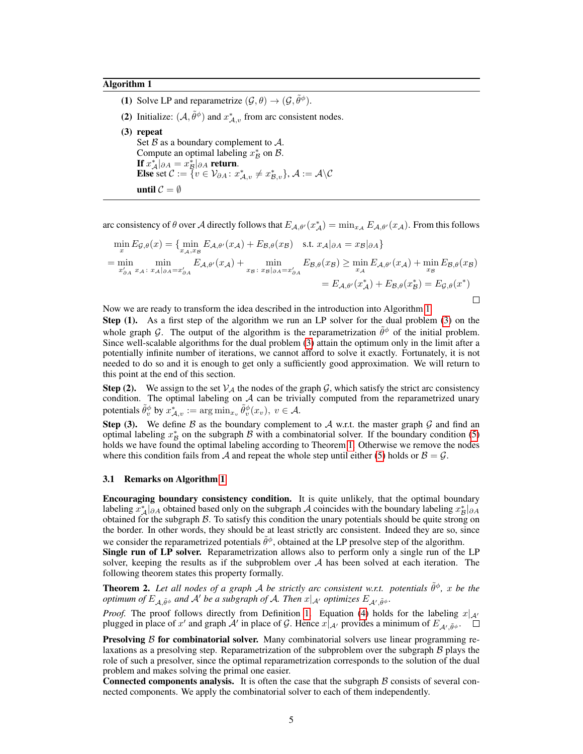**Algorithm 1**

---

**(1)** Solve LP and reparametrize $(\mathcal{G}, \theta) \to (\mathcal{G}, \tilde{\theta}^{\phi})$.

**(2)** Initialize: $(\mathcal{A}, \tilde{\theta}^{\phi})$ and $x^*_{\mathcal{A},v}$ from arc consistent nodes.

**(3)** **repeat**
Set $\mathcal{B}$ as a boundary complement to $\mathcal{A}$.
Compute an optimal labeling $x^*_{\mathcal{B}}$ on $\mathcal{B}$.
**If** $x^*_{\mathcal{A}}|_{\partial A} = x^*_{\mathcal{B}}|_{\partial A}$ **return**.
**Else** set $\mathcal{C} := \{v \in \mathcal{V}_{\partial A} \colon x^*_{\mathcal{A},v} \neq x^*_{\mathcal{B},v}\}$, $\mathcal{A} := \mathcal{A} \backslash \mathcal{C}$

**until** $\mathcal{C} = \emptyset$

---

arc consistency of $\theta$ over $\mathcal{A}$ directly follows that $E_{\mathcal{A},\theta'}(x^*_{\mathcal{A}}) = \min_{x_{\mathcal{A}}} E_{\mathcal{A},\theta'}(x_{\mathcal{A}})$. From this follows

$$
\begin{aligned}
\min_x E_{\mathcal{G},\theta}(x) &= \{\min_{x_{\mathcal{A}}, x_{\mathcal{B}}} E_{\mathcal{A},\theta'}(x_{\mathcal{A}}) + E_{\mathcal{B},\theta}(x_{\mathcal{B}}) \quad \text{s.t. } x_{\mathcal{A}}|_{\partial A} = x_{\mathcal{B}}|_{\partial A}\} \\
&= \min_{x'_{\partial A}} \min_{x_{\mathcal{A}} \colon x_{\mathcal{A}}|_{\partial A} = x'_{\partial A}} E_{\mathcal{A},\theta'}(x_{\mathcal{A}}) + \min_{x_{\mathcal{B}} \colon x_{\mathcal{B}}|_{\partial A} = x'_{\partial A}} E_{\mathcal{B},\theta}(x_{\mathcal{B}}) \geq \min_{x_{\mathcal{A}}} E_{\mathcal{A},\theta'}(x_{\mathcal{A}}) + \min_{x_{\mathcal{B}}} E_{\mathcal{B},\theta}(x_{\mathcal{B}}) \\
&= E_{\mathcal{A},\theta'}(x^*_{\mathcal{A}}) + E_{\mathcal{B},\theta}(x^*_{\mathcal{B}}) = E_{\mathcal{G},\theta}(x^*)
\end{aligned}
$$

□

Now we are ready to transform the idea described in the introduction into Algorithm 1.

**Step (1).** As a first step of the algorithm we run an LP solver for the dual problem (3) on the whole graph $\mathcal{G}$. The output of the algorithm is the reparametrization $\tilde{\theta}^{\phi}$ of the initial problem. Since well-scalable algorithms for the dual problem (3) attain the optimum only in the limit after a potentially infinite number of iterations, we cannot afford to solve it exactly. Fortunately, it is not needed to do so and it is enough to get only a sufficiently good approximation. We will return to this point at the end of this section.

**Step (2).** We assign to the set $\mathcal{V}_{\mathcal{A}}$ the nodes of the graph $\mathcal{G}$, which satisfy the strict arc consistency condition. The optimal labeling on $\mathcal{A}$ can be trivially computed from the reparametrized unary potentials $\tilde{\theta}^{\phi}_v$ by $x^*_{\mathcal{A},v} := \arg\min_{x_v} \tilde{\theta}^{\phi}_v(x_v),\ v \in \mathcal{A}$.

**Step (3).** We define $\mathcal{B}$ as the boundary complement to $\mathcal{A}$ w.r.t. the master graph $\mathcal{G}$ and find an optimal labeling $x^*_{\mathcal{B}}$ on the subgraph $\mathcal{B}$ with a combinatorial solver. If the boundary condition (5) holds we have found the optimal labeling according to Theorem 1. Otherwise we remove the nodes where this condition fails from $\mathcal{A}$ and repeat the whole step until either (5) holds or $\mathcal{B} = \mathcal{G}$.

### 3.1 Remarks on Algorithm 1

**Encouraging boundary consistency condition.** It is quite unlikely, that the optimal boundary labeling $x^*_{\mathcal{A}}|_{\partial A}$ obtained based only on the subgraph $\mathcal{A}$ coincides with the boundary labeling $x^*_{\mathcal{B}}|_{\partial A}$ obtained for the subgraph $\mathcal{B}$. To satisfy this condition the unary potentials should be quite strong on the border. In other words, they should be at least strictly arc consistent. Indeed they are so, since we consider the reparametrized potentials $\tilde{\theta}^{\phi}$, obtained at the LP presolve step of the algorithm.

**Single run of LP solver.** Reparametrization allows also to perform only a single run of the LP solver, keeping the results as if the subproblem over $\mathcal{A}$ has been solved at each iteration. The following theorem states this property formally.

**Theorem 2.** *Let all nodes of a graph $\mathcal{A}$ be strictly arc consistent w.r.t. potentials $\tilde{\theta}^{\phi}$, $x$ be the optimum of $E_{\mathcal{A},\tilde{\theta}^{\phi}}$ and $\mathcal{A}'$ be a subgraph of $\mathcal{A}$. Then $x|_{\mathcal{A}'}$ optimizes $E_{\mathcal{A}',\tilde{\theta}^{\phi}}$.*

*Proof.* The proof follows directly from Definition 1. Equation (4) holds for the labeling $x|_{\mathcal{A}'}$ plugged in place of $x'$ and graph $\mathcal{A}'$ in place of $\mathcal{G}$. Hence $x|_{\mathcal{A}'}$ provides a minimum of $E_{\mathcal{A}',\tilde{\theta}^{\phi}}$. □

**Presolving $\mathcal{B}$ for combinatorial solver.** Many combinatorial solvers use linear programming relaxations as a presolving step. Reparametrization of the subproblem over the subgraph $\mathcal{B}$ plays the role of such a presolver, since the optimal reparametrization corresponds to the solution of the dual problem and makes solving the primal one easier.

**Connected components analysis.** It is often the case that the subgraph $\mathcal{B}$ consists of several connected components. We apply the combinatorial solver to each of them independently.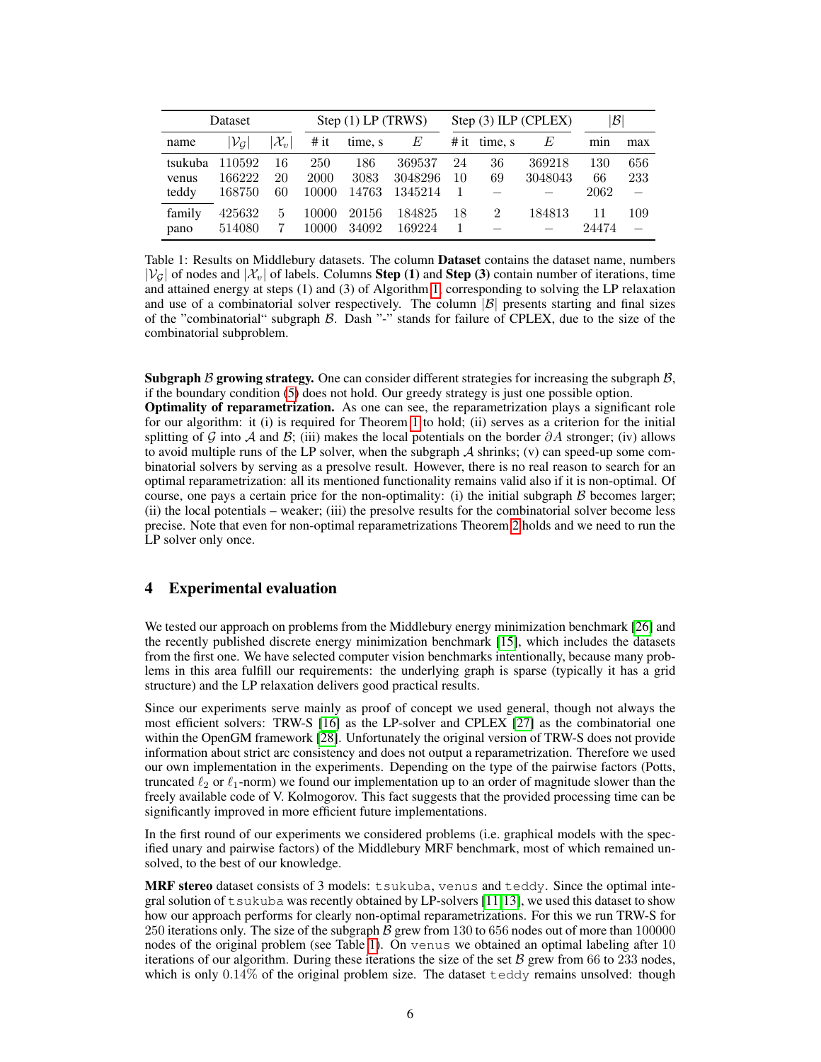| Dataset | | | Step (1) LP (TRWS) | | | Step (3) ILP (CPLEX) | | | $\|\mathcal{B}\|$ | |
|---|---|---|---|---|---|---|---|---|---|---|
| name | $\|\mathcal{V}_\mathcal{G}\|$ | $\|\mathcal{X}_v\|$ | # it | time, s | $E$ | # it | time, s | $E$ | min | max |
| tsukuba | 110592 | 16 | 250 | 186 | 369537 | 24 | 36 | 369218 | 130 | 656 |
| venus | 166222 | 20 | 2000 | 3083 | 3048296 | 10 | 69 | 3048043 | 66 | 233 |
| teddy | 168750 | 60 | 10000 | 14763 | 1345214 | 1 | – | – | 2062 | – |
| family | 425632 | 5 | 10000 | 20156 | 184825 | 18 | 2 | 184813 | 11 | 109 |
| pano | 514080 | 7 | 10000 | 34092 | 169224 | 1 | – | – | 24474 | – |

Table 1: Results on Middlebury datasets. The column **Dataset** contains the dataset name, numbers $|\mathcal{V}_\mathcal{G}|$ of nodes and $|\mathcal{X}_v|$ of labels. Columns **Step (1)** and **Step (3)** contain number of iterations, time and attained energy at steps (1) and (3) of Algorithm 1, corresponding to solving the LP relaxation and use of a combinatorial solver respectively. The column $|\mathcal{B}|$ presents starting and final sizes of the "combinatorial" subgraph $\mathcal{B}$. Dash "-" stands for failure of CPLEX, due to the size of the combinatorial subproblem.

**Subgraph $\mathcal{B}$ growing strategy.** One can consider different strategies for increasing the subgraph $\mathcal{B}$, if the boundary condition (5) does not hold. Our greedy strategy is just one possible option.
**Optimality of reparametrization.** As one can see, the reparametrization plays a significant role for our algorithm: it (i) is required for Theorem 1 to hold; (ii) serves as a criterion for the initial splitting of $\mathcal{G}$ into $\mathcal{A}$ and $\mathcal{B}$; (iii) makes the local potentials on the border $\partial A$ stronger; (iv) allows to avoid multiple runs of the LP solver, when the subgraph $\mathcal{A}$ shrinks; (v) can speed-up some combinatorial solvers by serving as a presolve result. However, there is no real reason to search for an optimal reparametrization: all its mentioned functionality remains valid also if it is non-optimal. Of course, one pays a certain price for the non-optimality: (i) the initial subgraph $\mathcal{B}$ becomes larger; (ii) the local potentials – weaker; (iii) the presolve results for the combinatorial solver become less precise. Note that even for non-optimal reparametrizations Theorem 2 holds and we need to run the LP solver only once.

## 4 Experimental evaluation

We tested our approach on problems from the Middlebury energy minimization benchmark [26] and the recently published discrete energy minimization benchmark [15], which includes the datasets from the first one. We have selected computer vision benchmarks intentionally, because many problems in this area fulfill our requirements: the underlying graph is sparse (typically it has a grid structure) and the LP relaxation delivers good practical results.

Since our experiments serve mainly as proof of concept we used general, though not always the most efficient solvers: TRW-S [16] as the LP-solver and CPLEX [27] as the combinatorial one within the OpenGM framework [28]. Unfortunately the original version of TRW-S does not provide information about strict arc consistency and does not output a reparametrization. Therefore we used our own implementation in the experiments. Depending on the type of the pairwise factors (Potts, truncated $\ell_2$ or $\ell_1$-norm) we found our implementation up to an order of magnitude slower than the freely available code of V. Kolmogorov. This fact suggests that the provided processing time can be significantly improved in more efficient future implementations.

In the first round of our experiments we considered problems (i.e. graphical models with the specified unary and pairwise factors) of the Middlebury MRF benchmark, most of which remained unsolved, to the best of our knowledge.

**MRF stereo** dataset consists of 3 models: `tsukuba`, `venus` and `teddy`. Since the optimal integral solution of `tsukuba` was recently obtained by LP-solvers [11, 13], we used this dataset to show how our approach performs for clearly non-optimal reparametrizations. For this we run TRW-S for 250 iterations only. The size of the subgraph $\mathcal{B}$ grew from 130 to 656 nodes out of more than 100000 nodes of the original problem (see Table 1). On `venus` we obtained an optimal labeling after 10 iterations of our algorithm. During these iterations the size of the set $\mathcal{B}$ grew from 66 to 233 nodes, which is only 0.14% of the original problem size. The dataset `teddy` remains unsolved: though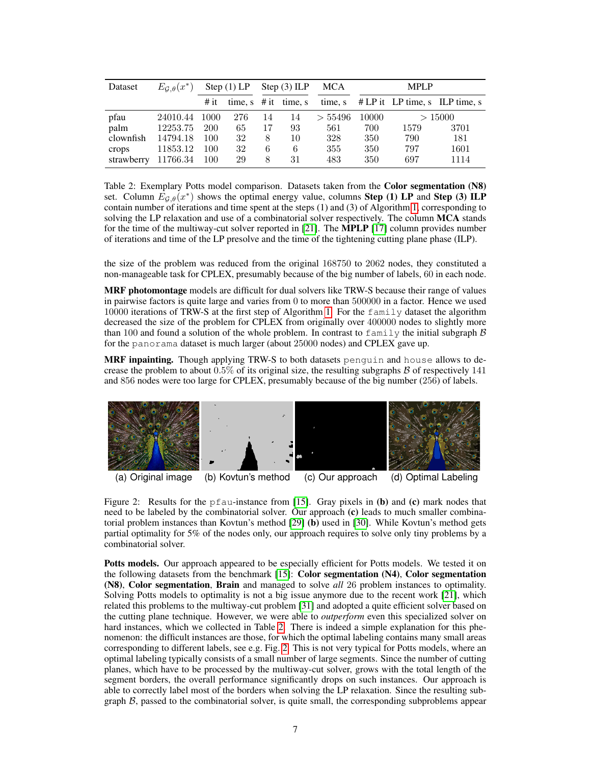| Dataset | $E_{\mathcal{G},\theta}(x^*)$ | Step (1) LP | | Step (3) ILP | | MCA | MPLP | | |
|---|---|---|---|---|---|---|---|---|---|
| | | # it | time, s | # it | time, s | time, s | # LP it | LP time, s | ILP time, s |
| pfau | 24010.44 | 1000 | 276 | 14 | 14 | $> 55496$ | 10000 | $> 15000$ | |
| palm | 12253.75 | 200 | 65 | 17 | 93 | 561 | 700 | 1579 | 3701 |
| clownfish | 14794.18 | 100 | 32 | 8 | 10 | 328 | 350 | 790 | 181 |
| crops | 11853.12 | 100 | 32 | 6 | 6 | 355 | 350 | 797 | 1601 |
| strawberry | 11766.34 | 100 | 29 | 8 | 31 | 483 | 350 | 697 | 1114 |

Table 2: Exemplary Potts model comparison. Datasets taken from the **Color segmentation (N8)** set. Column $E_{\mathcal{G},\theta}(x^*)$ shows the optimal energy value, columns **Step (1) LP** and **Step (3) ILP** contain number of iterations and time spent at the steps (1) and (3) of Algorithm 1, corresponding to solving the LP relaxation and use of a combinatorial solver respectively. The column **MCA** stands for the time of the multiway-cut solver reported in [21]. The **MPLP** [17] column provides number of iterations and time of the LP presolve and the time of the tightening cutting plane phase (ILP).

the size of the problem was reduced from the original 168750 to 2062 nodes, they constituted a non-manageable task for CPLEX, presumably because of the big number of labels, 60 in each node.

**MRF photomontage** models are difficult for dual solvers like TRW-S because their range of values in pairwise factors is quite large and varies from 0 to more than 500000 in a factor. Hence we used 10000 iterations of TRW-S at the first step of Algorithm 1. For the `family` dataset the algorithm decreased the size of the problem for CPLEX from originally over 400000 nodes to slightly more than 100 and found a solution of the whole problem. In contrast to `family` the initial subgraph $\mathcal{B}$ for the `panorama` dataset is much larger (about 25000 nodes) and CPLEX gave up.

**MRF inpainting.** Though applying TRW-S to both datasets `penguin` and `house` allows to decrease the problem to about 0.5% of its original size, the resulting subgraphs $\mathcal{B}$ of respectively 141 and 856 nodes were too large for CPLEX, presumably because of the big number (256) of labels.

(a) Original image (b) Kovtun's method (c) Our approach (d) Optimal Labeling

Figure 2: Results for the `pfau`-instance from [15]. Gray pixels in **(b)** and **(c)** mark nodes that need to be labeled by the combinatorial solver. Our approach **(c)** leads to much smaller combinatorial problem instances than Kovtun's method [29] **(b)** used in [30]. While Kovtun's method gets partial optimality for 5% of the nodes only, our approach requires to solve only tiny problems by a combinatorial solver.

**Potts models.** Our approach appeared to be especially efficient for Potts models. We tested it on the following datasets from the benchmark [15]: **Color segmentation (N4)**, **Color segmentation (N8)**, **Color segmentation**, **Brain** and managed to solve *all* 26 problem instances to optimality. Solving Potts models to optimality is not a big issue anymore due to the recent work [21], which related this problems to the multiway-cut problem [31] and adopted a quite efficient solver based on the cutting plane technique. However, we were able to *outperform* even this specialized solver on hard instances, which we collected in Table 2. There is indeed a simple explanation for this phenomenon: the difficult instances are those, for which the optimal labeling contains many small areas corresponding to different labels, see e.g. Fig. 2. This is not very typical for Potts models, where an optimal labeling typically consists of a small number of large segments. Since the number of cutting planes, which have to be processed by the multiway-cut solver, grows with the total length of the segment borders, the overall performance significantly drops on such instances. Our approach is able to correctly label most of the borders when solving the LP relaxation. Since the resulting subgraph $\mathcal{B}$, passed to the combinatorial solver, is quite small, the corresponding subproblems appear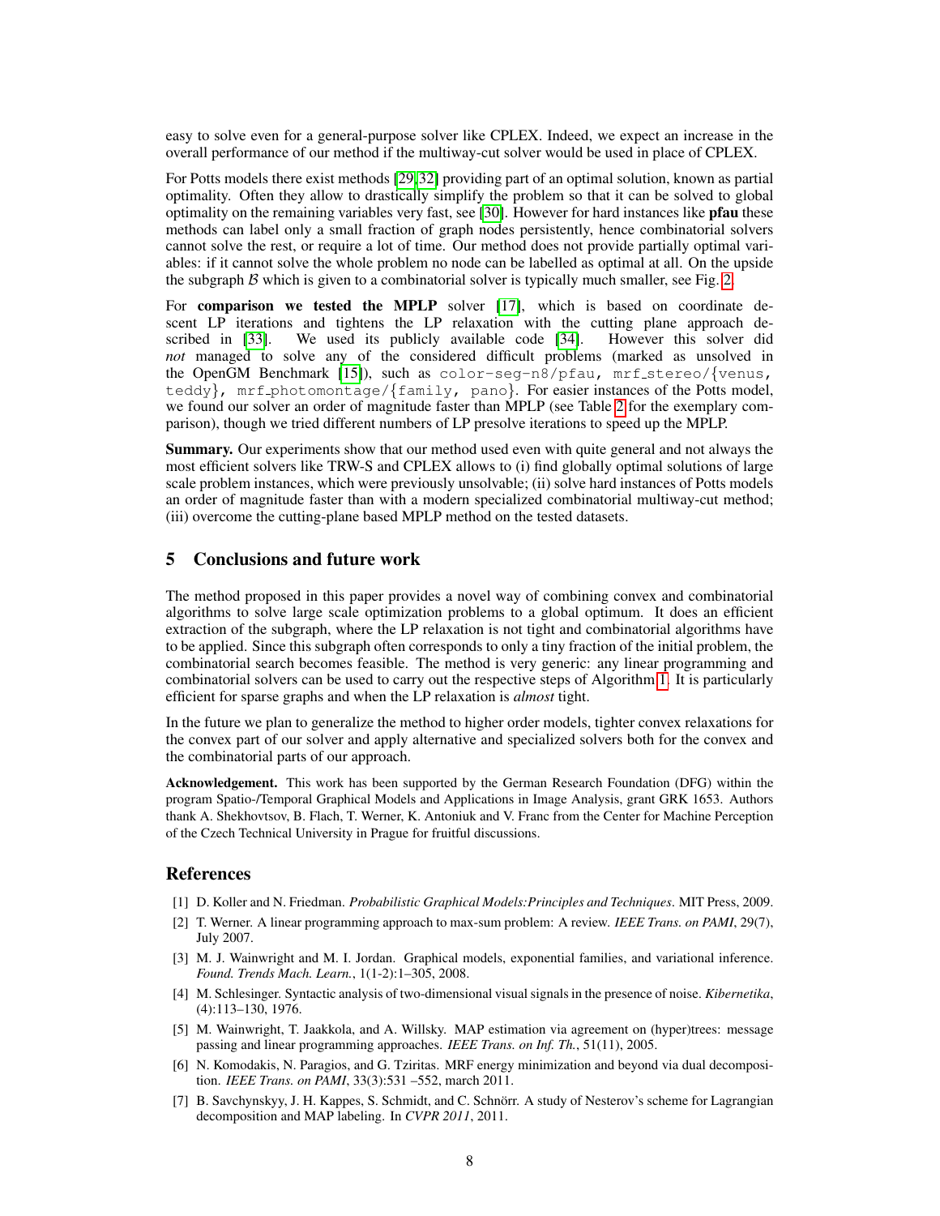easy to solve even for a general-purpose solver like CPLEX. Indeed, we expect an increase in the overall performance of our method if the multiway-cut solver would be used in place of CPLEX.

For Potts models there exist methods [29][32] providing part of an optimal solution, known as partial optimality. Often they allow to drastically simplify the problem so that it can be solved to global optimality on the remaining variables very fast, see [30]. However for hard instances like **pfau** these methods can label only a small fraction of graph nodes persistently, hence combinatorial solvers cannot solve the rest, or require a lot of time. Our method does not provide partially optimal variables: if it cannot solve the whole problem no node can be labelled as optimal at all. On the upside the subgraph $\mathcal{B}$ which is given to a combinatorial solver is typically much smaller, see Fig. 2.

For **comparison we tested the MPLP** solver [17], which is based on coordinate descent LP iterations and tightens the LP relaxation with the cutting plane approach described in [33]. We used its publicly available code [34]. However this solver did *not* managed to solve any of the considered difficult problems (marked as unsolved in the OpenGM Benchmark [15]), such as `color-seg-n8/pfau`, `mrf_stereo/{venus, teddy}`, `mrf_photomontage/{family, pano}`. For easier instances of the Potts model, we found our solver an order of magnitude faster than MPLP (see Table 2 for the exemplary comparison), though we tried different numbers of LP presolve iterations to speed up the MPLP.

**Summary.** Our experiments show that our method used even with quite general and not always the most efficient solvers like TRW-S and CPLEX allows to (i) find globally optimal solutions of large scale problem instances, which were previously unsolvable; (ii) solve hard instances of Potts models an order of magnitude faster than with a modern specialized combinatorial multiway-cut method; (iii) overcome the cutting-plane based MPLP method on the tested datasets.

## 5 Conclusions and future work

The method proposed in this paper provides a novel way of combining convex and combinatorial algorithms to solve large scale optimization problems to a global optimum. It does an efficient extraction of the subgraph, where the LP relaxation is not tight and combinatorial algorithms have to be applied. Since this subgraph often corresponds to only a tiny fraction of the initial problem, the combinatorial search becomes feasible. The method is very generic: any linear programming and combinatorial solvers can be used to carry out the respective steps of Algorithm 1. It is particularly efficient for sparse graphs and when the LP relaxation is *almost* tight.

In the future we plan to generalize the method to higher order models, tighter convex relaxations for the convex part of our solver and apply alternative and specialized solvers both for the convex and the combinatorial parts of our approach.

**Acknowledgement.** This work has been supported by the German Research Foundation (DFG) within the program Spatio-/Temporal Graphical Models and Applications in Image Analysis, grant GRK 1653. Authors thank A. Shekhovtsov, B. Flach, T. Werner, K. Antoniuk and V. Franc from the Center for Machine Perception of the Czech Technical University in Prague for fruitful discussions.

## References

[1] D. Koller and N. Friedman. *Probabilistic Graphical Models:Principles and Techniques*. MIT Press, 2009.

[2] T. Werner. A linear programming approach to max-sum problem: A review. *IEEE Trans. on PAMI*, 29(7), July 2007.

[3] M. J. Wainwright and M. I. Jordan. Graphical models, exponential families, and variational inference. *Found. Trends Mach. Learn.*, 1(1-2):1–305, 2008.

[4] M. Schlesinger. Syntactic analysis of two-dimensional visual signals in the presence of noise. *Kibernetika*, (4):113–130, 1976.

[5] M. Wainwright, T. Jaakkola, and A. Willsky. MAP estimation via agreement on (hyper)trees: message passing and linear programming approaches. *IEEE Trans. on Inf. Th.*, 51(11), 2005.

[6] N. Komodakis, N. Paragios, and G. Tziritas. MRF energy minimization and beyond via dual decomposition. *IEEE Trans. on PAMI*, 33(3):531 –552, march 2011.

[7] B. Savchynskyy, J. H. Kappes, S. Schmidt, and C. Schnörr. A study of Nesterov's scheme for Lagrangian decomposition and MAP labeling. In *CVPR 2011*, 2011.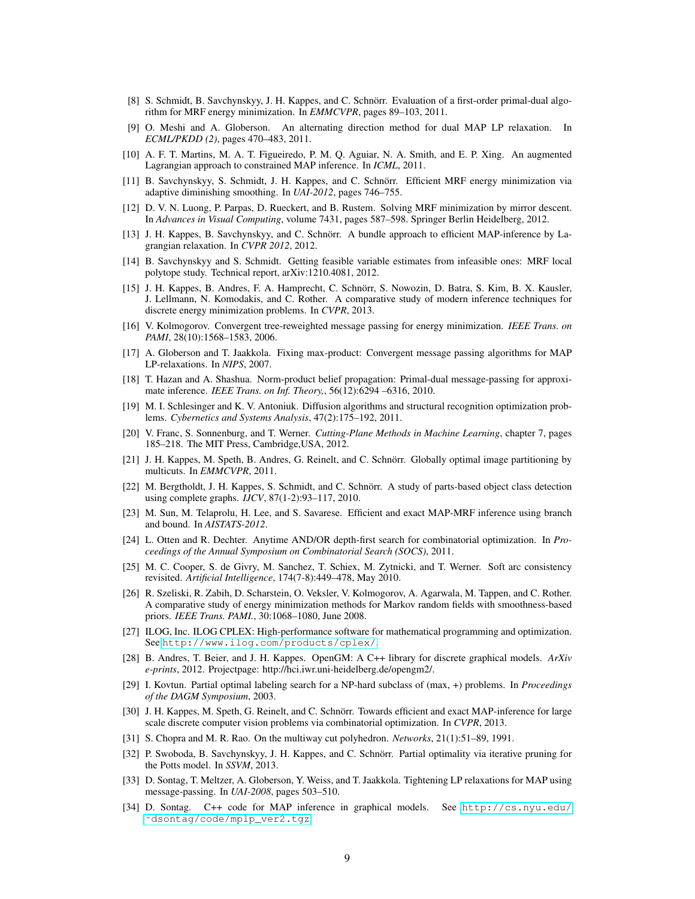[8] S. Schmidt, B. Savchynskyy, J. H. Kappes, and C. Schnörr. Evaluation of a first-order primal-dual algorithm for MRF energy minimization. In *EMMCVPR*, pages 89–103, 2011.

[9] O. Meshi and A. Globerson. An alternating direction method for dual MAP LP relaxation. In *ECML/PKDD (2)*, pages 470–483, 2011.

[10] A. F. T. Martins, M. A. T. Figueiredo, P. M. Q. Aguiar, N. A. Smith, and E. P. Xing. An augmented Lagrangian approach to constrained MAP inference. In *ICML*, 2011.

[11] B. Savchynskyy, S. Schmidt, J. H. Kappes, and C. Schnörr. Efficient MRF energy minimization via adaptive diminishing smoothing. In *UAI-2012*, pages 746–755.

[12] D. V. N. Luong, P. Parpas, D. Rueckert, and B. Rustem. Solving MRF minimization by mirror descent. In *Advances in Visual Computing*, volume 7431, pages 587–598. Springer Berlin Heidelberg, 2012.

[13] J. H. Kappes, B. Savchynskyy, and C. Schnörr. A bundle approach to efficient MAP-inference by Lagrangian relaxation. In *CVPR 2012*, 2012.

[14] B. Savchynskyy and S. Schmidt. Getting feasible variable estimates from infeasible ones: MRF local polytope study. Technical report, arXiv:1210.4081, 2012.

[15] J. H. Kappes, B. Andres, F. A. Hamprecht, C. Schnörr, S. Nowozin, D. Batra, S. Kim, B. X. Kausler, J. Lellmann, N. Komodakis, and C. Rother. A comparative study of modern inference techniques for discrete energy minimization problems. In *CVPR*, 2013.

[16] V. Kolmogorov. Convergent tree-reweighted message passing for energy minimization. *IEEE Trans. on PAMI*, 28(10):1568–1583, 2006.

[17] A. Globerson and T. Jaakkola. Fixing max-product: Convergent message passing algorithms for MAP LP-relaxations. In *NIPS*, 2007.

[18] T. Hazan and A. Shashua. Norm-product belief propagation: Primal-dual message-passing for approximate inference. *IEEE Trans. on Inf. Theory,*, 56(12):6294 –6316, 2010.

[19] M. I. Schlesinger and K. V. Antoniuk. Diffusion algorithms and structural recognition optimization problems. *Cybernetics and Systems Analysis*, 47(2):175–192, 2011.

[20] V. Franc, S. Sonnenburg, and T. Werner. *Cutting-Plane Methods in Machine Learning*, chapter 7, pages 185–218. The MIT Press, Cambridge,USA, 2012.

[21] J. H. Kappes, M. Speth, B. Andres, G. Reinelt, and C. Schnörr. Globally optimal image partitioning by multicuts. In *EMMCVPR*, 2011.

[22] M. Bergtholdt, J. H. Kappes, S. Schmidt, and C. Schnörr. A study of parts-based object class detection using complete graphs. *IJCV*, 87(1-2):93–117, 2010.

[23] M. Sun, M. Telaprolu, H. Lee, and S. Savarese. Efficient and exact MAP-MRF inference using branch and bound. In *AISTATS-2012*.

[24] L. Otten and R. Dechter. Anytime AND/OR depth-first search for combinatorial optimization. In *Proceedings of the Annual Symposium on Combinatorial Search (SOCS)*, 2011.

[25] M. C. Cooper, S. de Givry, M. Sanchez, T. Schiex, M. Zytnicki, and T. Werner. Soft arc consistency revisited. *Artificial Intelligence*, 174(7-8):449–478, May 2010.

[26] R. Szeliski, R. Zabih, D. Scharstein, O. Veksler, V. Kolmogorov, A. Agarwala, M. Tappen, and C. Rother. A comparative study of energy minimization methods for Markov random fields with smoothness-based priors. *IEEE Trans. PAMI.*, 30:1068–1080, June 2008.

[27] ILOG, Inc. ILOG CPLEX: High-performance software for mathematical programming and optimization. See http://www.ilog.com/products/cplex/.

[28] B. Andres, T. Beier, and J. H. Kappes. OpenGM: A C++ library for discrete graphical models. *ArXiv e-prints*, 2012. Projectpage: http://hci.iwr.uni-heidelberg.de/opengm2/.

[29] I. Kovtun. Partial optimal labeling search for a NP-hard subclass of (max, +) problems. In *Proceedings of the DAGM Symposium*, 2003.

[30] J. H. Kappes, M. Speth, G. Reinelt, and C. Schnörr. Towards efficient and exact MAP-inference for large scale discrete computer vision problems via combinatorial optimization. In *CVPR*, 2013.

[31] S. Chopra and M. R. Rao. On the multiway cut polyhedron. *Networks*, 21(1):51–89, 1991.

[32] P. Swoboda, B. Savchynskyy, J. H. Kappes, and C. Schnörr. Partial optimality via iterative pruning for the Potts model. In *SSVM*, 2013.

[33] D. Sontag, T. Meltzer, A. Globerson, Y. Weiss, and T. Jaakkola. Tightening LP relaxations for MAP using message-passing. In *UAI-2008*, pages 503–510.

[34] D. Sontag. C++ code for MAP inference in graphical models. See http://cs.nyu.edu/~dsontag/code/mplp_ver2.tgz.